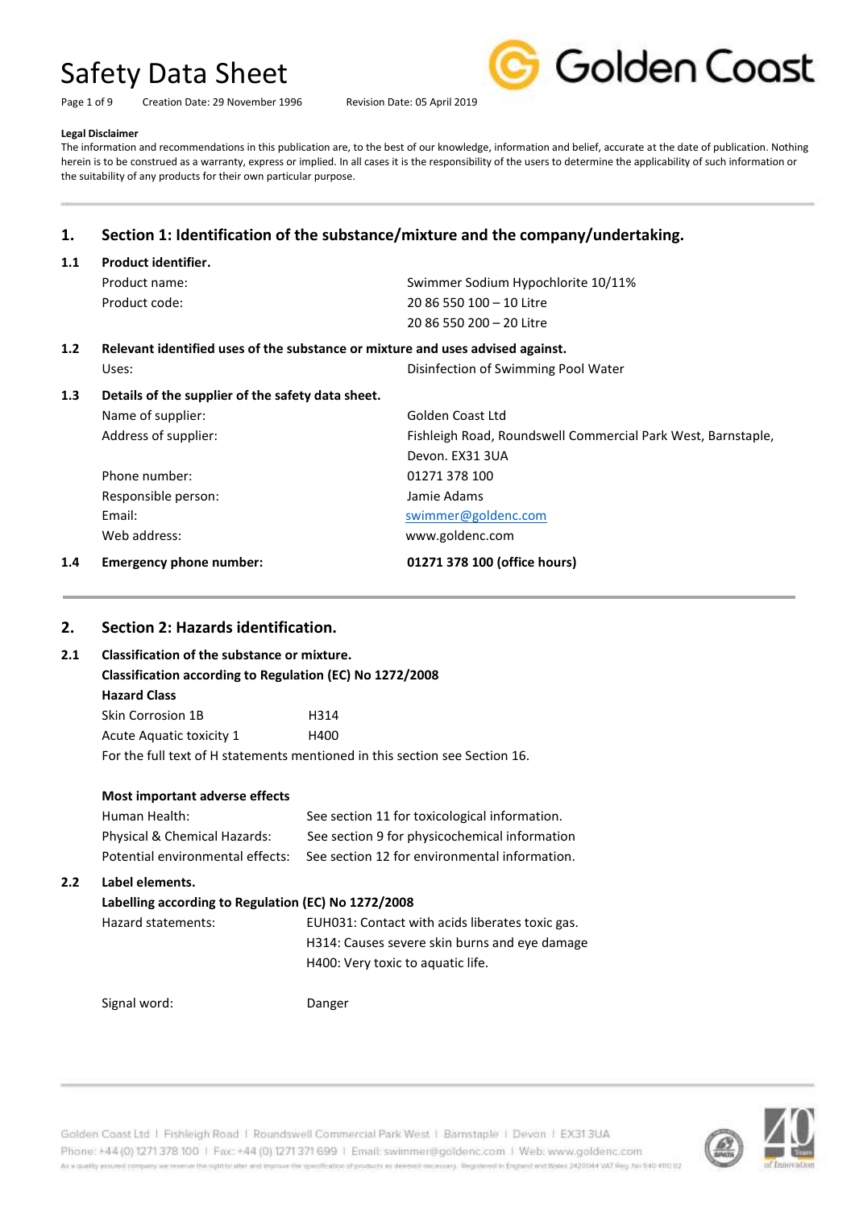# Safety Data Sheet

Creation Date: 29 November 1996 Revision Date: 05 April 2019

**Legal Disclaimer**

The information and recommendations in this publication are, to the best of our knowledge, information and belief, accurate at the date of publication. Nothing herein is to be construed as a warranty, express or implied. In all cases it is the responsibility of the users to determine the applicability of such information or the suitability of any products for their own particular purpose.

## 1. Section 1: Identification of the substance/mixture and the company/undertaking.

### 1.1 Product identifier.

| | |
|---|---|
| Product name: | Swimmer Sodium Hypochlorite 10/11% |
| Product code: | 20 86 550 100 – 10 Litre<br>20 86 550 200 – 20 Litre |

### 1.2 Relevant identified uses of the substance or mixture and uses advised against.

| | |
|---|---|
| Uses: | Disinfection of Swimming Pool Water |

### 1.3 Details of the supplier of the safety data sheet.

| | |
|---|---|
| Name of supplier: | Golden Coast Ltd |
| Address of supplier: | Fishleigh Road, Roundswell Commercial Park West, Barnstaple, Devon. EX31 3UA |
| Phone number: | 01271 378 100 |
| Responsible person: | Jamie Adams |
| Email: | swimmer@goldenc.com |
| Web address: | www.goldenc.com |

### 1.4 Emergency phone number: **01271 378 100 (office hours)**

## 2. Section 2: Hazards identification.

### 2.1 Classification of the substance or mixture.

**Classification according to Regulation (EC) No 1272/2008**

**Hazard Class**

| | |
|---|---|
| Skin Corrosion 1B | H314 |
| Acute Aquatic toxicity 1 | H400 |

For the full text of H statements mentioned in this section see Section 16.

**Most important adverse effects**

| | |
|---|---|
| Human Health: | See section 11 for toxicological information. |
| Physical & Chemical Hazards: | See section 9 for physicochemical information |
| Potential environmental effects: | See section 12 for environmental information. |

### 2.2 Label elements.

**Labelling according to Regulation (EC) No 1272/2008**

| | |
|---|---|
| Hazard statements: | EUH031: Contact with acids liberates toxic gas.<br>H314: Causes severe skin burns and eye damage<br>H400: Very toxic to aquatic life. |
| Signal word: | Danger |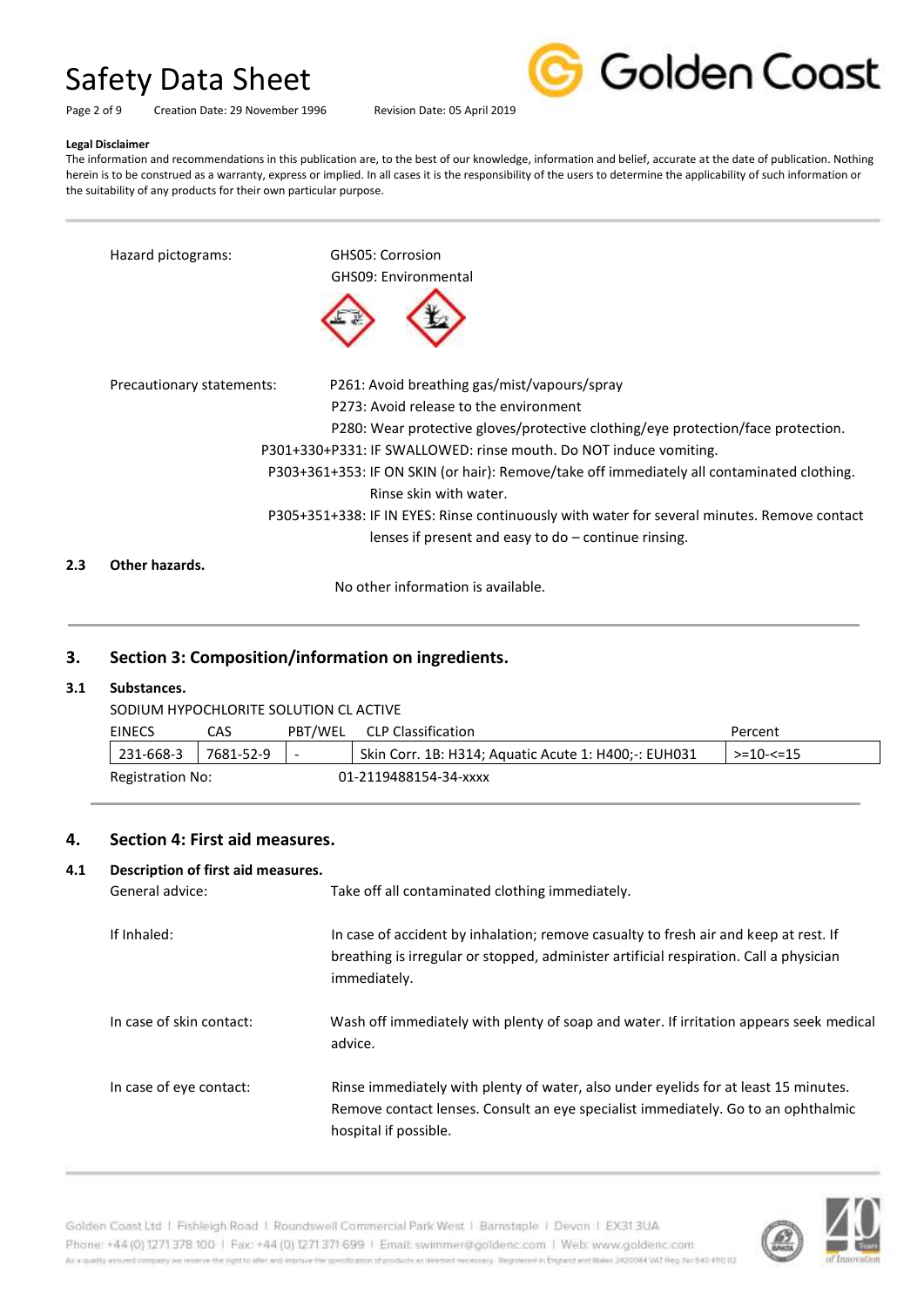**Legal Disclaimer**

The information and recommendations in this publication are, to the best of our knowledge, information and belief, accurate at the date of publication. Nothing herein is to be construed as a warranty, express or implied. In all cases it is the responsibility of the users to determine the applicability of such information or the suitability of any products for their own particular purpose.

Hazard pictograms: GHS05: Corrosion
GHS09: Environmental

Precautionary statements:
P261: Avoid breathing gas/mist/vapours/spray
P273: Avoid release to the environment
P280: Wear protective gloves/protective clothing/eye protection/face protection.
P301+330+P331: IF SWALLOWED: rinse mouth. Do NOT induce vomiting.
P303+361+353: IF ON SKIN (or hair): Remove/take off immediately all contaminated clothing. Rinse skin with water.
P305+351+338: IF IN EYES: Rinse continuously with water for several minutes. Remove contact lenses if present and easy to do – continue rinsing.

**2.3 Other hazards.**

No other information is available.

## 3. Section 3: Composition/information on ingredients.

**3.1 Substances.**

SODIUM HYPOCHLORITE SOLUTION CL ACTIVE

| EINECS | CAS | PBT/WEL | CLP Classification | Percent |
|---|---|---|---|---|
| 231-668-3 | 7681-52-9 | - | Skin Corr. 1B: H314; Aquatic Acute 1: H400;-: EUH031 | >=10-<=15 |

Registration No: 01-2119488154-34-xxxx

## 4. Section 4: First aid measures.

**4.1 Description of first aid measures.**

General advice: Take off all contaminated clothing immediately.

If Inhaled: In case of accident by inhalation; remove casualty to fresh air and keep at rest. If breathing is irregular or stopped, administer artificial respiration. Call a physician immediately.

In case of skin contact: Wash off immediately with plenty of soap and water. If irritation appears seek medical advice.

In case of eye contact: Rinse immediately with plenty of water, also under eyelids for at least 15 minutes. Remove contact lenses. Consult an eye specialist immediately. Go to an ophthalmic hospital if possible.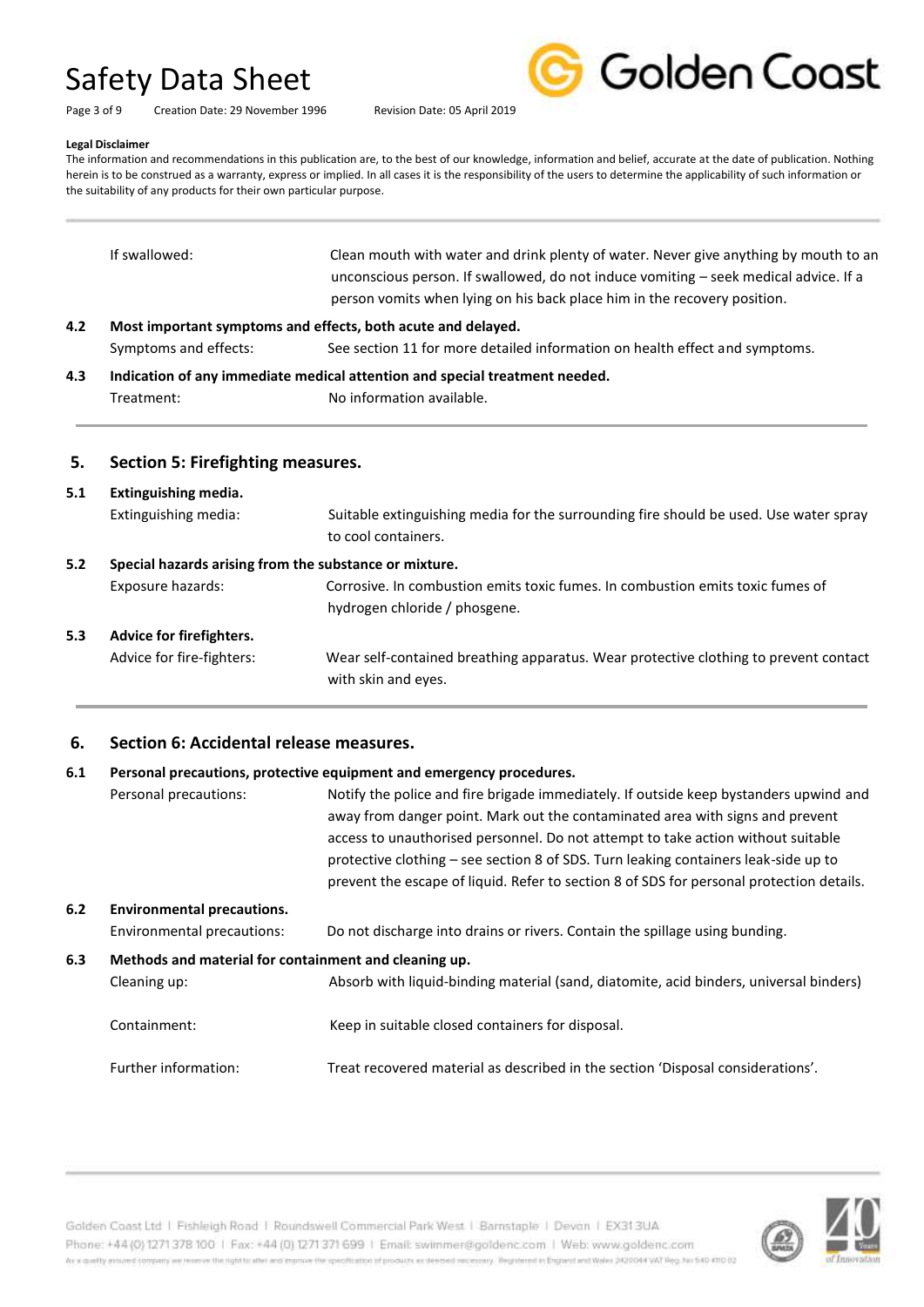**Legal Disclaimer**

The information and recommendations in this publication are, to the best of our knowledge, information and belief, accurate at the date of publication. Nothing herein is to be construed as a warranty, express or implied. In all cases it is the responsibility of the users to determine the applicability of such information or the suitability of any products for their own particular purpose.

| | |
|---|---|
| If swallowed: | Clean mouth with water and drink plenty of water. Never give anything by mouth to an unconscious person. If swallowed, do not induce vomiting – seek medical advice. If a person vomits when lying on his back place him in the recovery position. |

**4.2 Most important symptoms and effects, both acute and delayed.**

| | |
|---|---|
| Symptoms and effects: | See section 11 for more detailed information on health effect and symptoms. |

**4.3 Indication of any immediate medical attention and special treatment needed.**

| | |
|---|---|
| Treatment: | No information available. |

## 5. Section 5: Firefighting measures.

**5.1 Extinguishing media.**

| | |
|---|---|
| Extinguishing media: | Suitable extinguishing media for the surrounding fire should be used. Use water spray to cool containers. |

**5.2 Special hazards arising from the substance or mixture.**

| | |
|---|---|
| Exposure hazards: | Corrosive. In combustion emits toxic fumes. In combustion emits toxic fumes of hydrogen chloride / phosgene. |

**5.3 Advice for firefighters.**

| | |
|---|---|
| Advice for fire-fighters: | Wear self-contained breathing apparatus. Wear protective clothing to prevent contact with skin and eyes. |

## 6. Section 6: Accidental release measures.

**6.1 Personal precautions, protective equipment and emergency procedures.**

| | |
|---|---|
| Personal precautions: | Notify the police and fire brigade immediately. If outside keep bystanders upwind and away from danger point. Mark out the contaminated area with signs and prevent access to unauthorised personnel. Do not attempt to take action without suitable protective clothing – see section 8 of SDS. Turn leaking containers leak-side up to prevent the escape of liquid. Refer to section 8 of SDS for personal protection details. |

**6.2 Environmental precautions.**

| | |
|---|---|
| Environmental precautions: | Do not discharge into drains or rivers. Contain the spillage using bunding. |

**6.3 Methods and material for containment and cleaning up.**

| | |
|---|---|
| Cleaning up: | Absorb with liquid-binding material (sand, diatomite, acid binders, universal binders) |
| Containment: | Keep in suitable closed containers for disposal. |
| Further information: | Treat recovered material as described in the section 'Disposal considerations'. |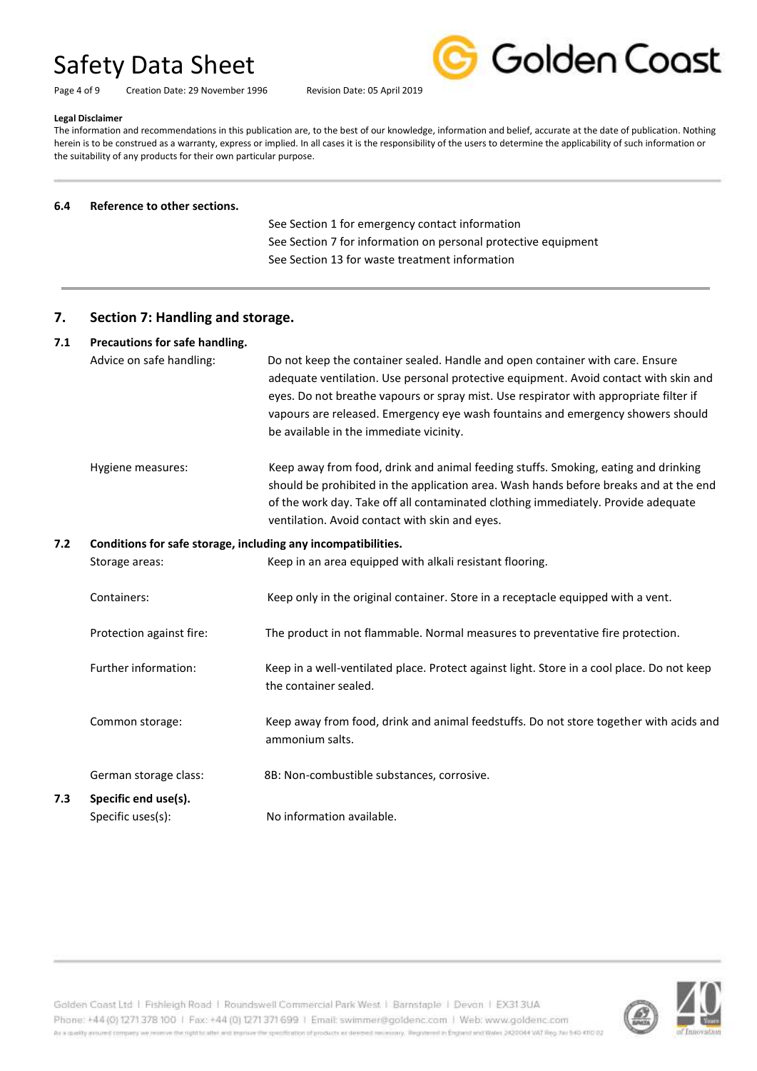**Legal Disclaimer**

The information and recommendations in this publication are, to the best of our knowledge, information and belief, accurate at the date of publication. Nothing herein is to be construed as a warranty, express or implied. In all cases it is the responsibility of the users to determine the applicability of such information or the suitability of any products for their own particular purpose.

**6.4 Reference to other sections.**

See Section 1 for emergency contact information
See Section 7 for information on personal protective equipment
See Section 13 for waste treatment information

## 7. Section 7: Handling and storage.

### 7.1 Precautions for safe handling.

**Advice on safe handling:** Do not keep the container sealed. Handle and open container with care. Ensure adequate ventilation. Use personal protective equipment. Avoid contact with skin and eyes. Do not breathe vapours or spray mist. Use respirator with appropriate filter if vapours are released. Emergency eye wash fountains and emergency showers should be available in the immediate vicinity.

**Hygiene measures:** Keep away from food, drink and animal feeding stuffs. Smoking, eating and drinking should be prohibited in the application area. Wash hands before breaks and at the end of the work day. Take off all contaminated clothing immediately. Provide adequate ventilation. Avoid contact with skin and eyes.

### 7.2 Conditions for safe storage, including any incompatibilities.

**Storage areas:** Keep in an area equipped with alkali resistant flooring.

**Containers:** Keep only in the original container. Store in a receptacle equipped with a vent.

**Protection against fire:** The product in not flammable. Normal measures to preventative fire protection.

**Further information:** Keep in a well-ventilated place. Protect against light. Store in a cool place. Do not keep the container sealed.

**Common storage:** Keep away from food, drink and animal feedstuffs. Do not store together with acids and ammonium salts.

**German storage class:** 8B: Non-combustible substances, corrosive.

### 7.3 Specific end use(s).

**Specific uses(s):** No information available.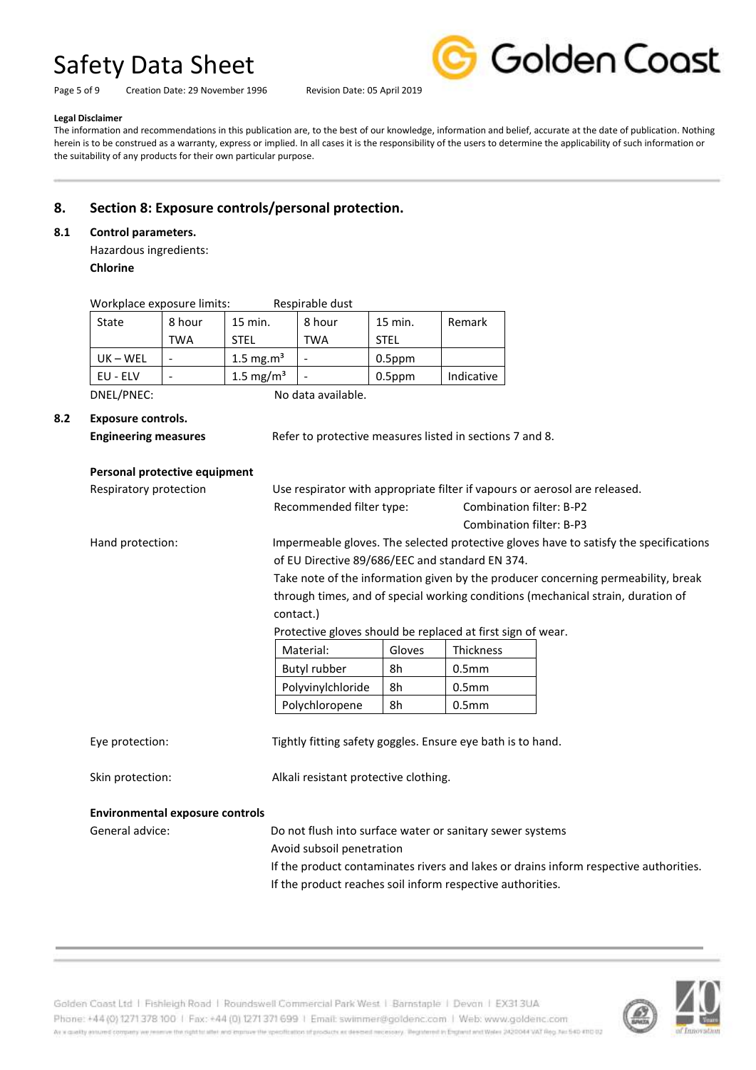**Legal Disclaimer**

The information and recommendations in this publication are, to the best of our knowledge, information and belief, accurate at the date of publication. Nothing herein is to be construed as a warranty, express or implied. In all cases it is the responsibility of the users to determine the applicability of such information or the suitability of any products for their own particular purpose.

## 8. Section 8: Exposure controls/personal protection.

### 8.1 Control parameters.

Hazardous ingredients:

**Chlorine**

Workplace exposure limits: Respirable dust

| State | 8 hour TWA | 15 min. STEL | 8 hour TWA | 15 min. STEL | Remark |
|---|---|---|---|---|---|
| UK – WEL | - | 1.5 mg.m³ | - | 0.5ppm | |
| EU - ELV | - | 1.5 mg/m³ | - | 0.5ppm | Indicative |

DNEL/PNEC: No data available.

### 8.2 Exposure controls.

**Engineering measures** Refer to protective measures listed in sections 7 and 8.

**Personal protective equipment**

Respiratory protection: Use respirator with appropriate filter if vapours or aerosol are released.

Recommended filter type: Combination filter: B-P2
Combination filter: B-P3

Hand protection: Impermeable gloves. The selected protective gloves have to satisfy the specifications of EU Directive 89/686/EEC and standard EN 374.

Take note of the information given by the producer concerning permeability, break through times, and of special working conditions (mechanical strain, duration of contact.)

Protective gloves should be replaced at first sign of wear.

| Material: | Gloves | Thickness |
|---|---|---|
| Butyl rubber | 8h | 0.5mm |
| Polyvinylchloride | 8h | 0.5mm |
| Polychloropene | 8h | 0.5mm |

Eye protection: Tightly fitting safety goggles. Ensure eye bath is to hand.

Skin protection: Alkali resistant protective clothing.

**Environmental exposure controls**

General advice: Do not flush into surface water or sanitary sewer systems

Avoid subsoil penetration

If the product contaminates rivers and lakes or drains inform respective authorities.

If the product reaches soil inform respective authorities.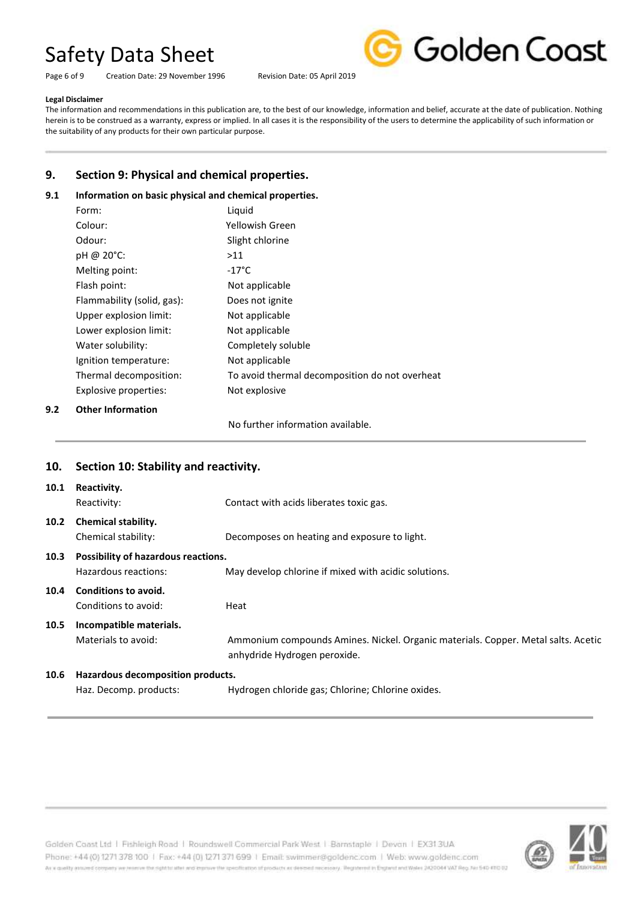**Legal Disclaimer**

The information and recommendations in this publication are, to the best of our knowledge, information and belief, accurate at the date of publication. Nothing herein is to be construed as a warranty, express or implied. In all cases it is the responsibility of the users to determine the applicability of such information or the suitability of any products for their own particular purpose.

## 9. Section 9: Physical and chemical properties.

### 9.1 Information on basic physical and chemical properties.

| | |
|---|---|
| Form: | Liquid |
| Colour: | Yellowish Green |
| Odour: | Slight chlorine |
| pH @ 20°C: | >11 |
| Melting point: | -17°C |
| Flash point: | Not applicable |
| Flammability (solid, gas): | Does not ignite |
| Upper explosion limit: | Not applicable |
| Lower explosion limit: | Not applicable |
| Water solubility: | Completely soluble |
| Ignition temperature: | Not applicable |
| Thermal decomposition: | To avoid thermal decomposition do not overheat |
| Explosive properties: | Not explosive |

### 9.2 Other Information

No further information available.

## 10. Section 10: Stability and reactivity.

### 10.1 Reactivity.

Reactivity: Contact with acids liberates toxic gas.

### 10.2 Chemical stability.

Chemical stability: Decomposes on heating and exposure to light.

### 10.3 Possibility of hazardous reactions.

Hazardous reactions: May develop chlorine if mixed with acidic solutions.

### 10.4 Conditions to avoid.

Conditions to avoid: Heat

### 10.5 Incompatible materials.

Materials to avoid: Ammonium compounds Amines. Nickel. Organic materials. Copper. Metal salts. Acetic anhydride Hydrogen peroxide.

### 10.6 Hazardous decomposition products.

Haz. Decomp. products: Hydrogen chloride gas; Chlorine; Chlorine oxides.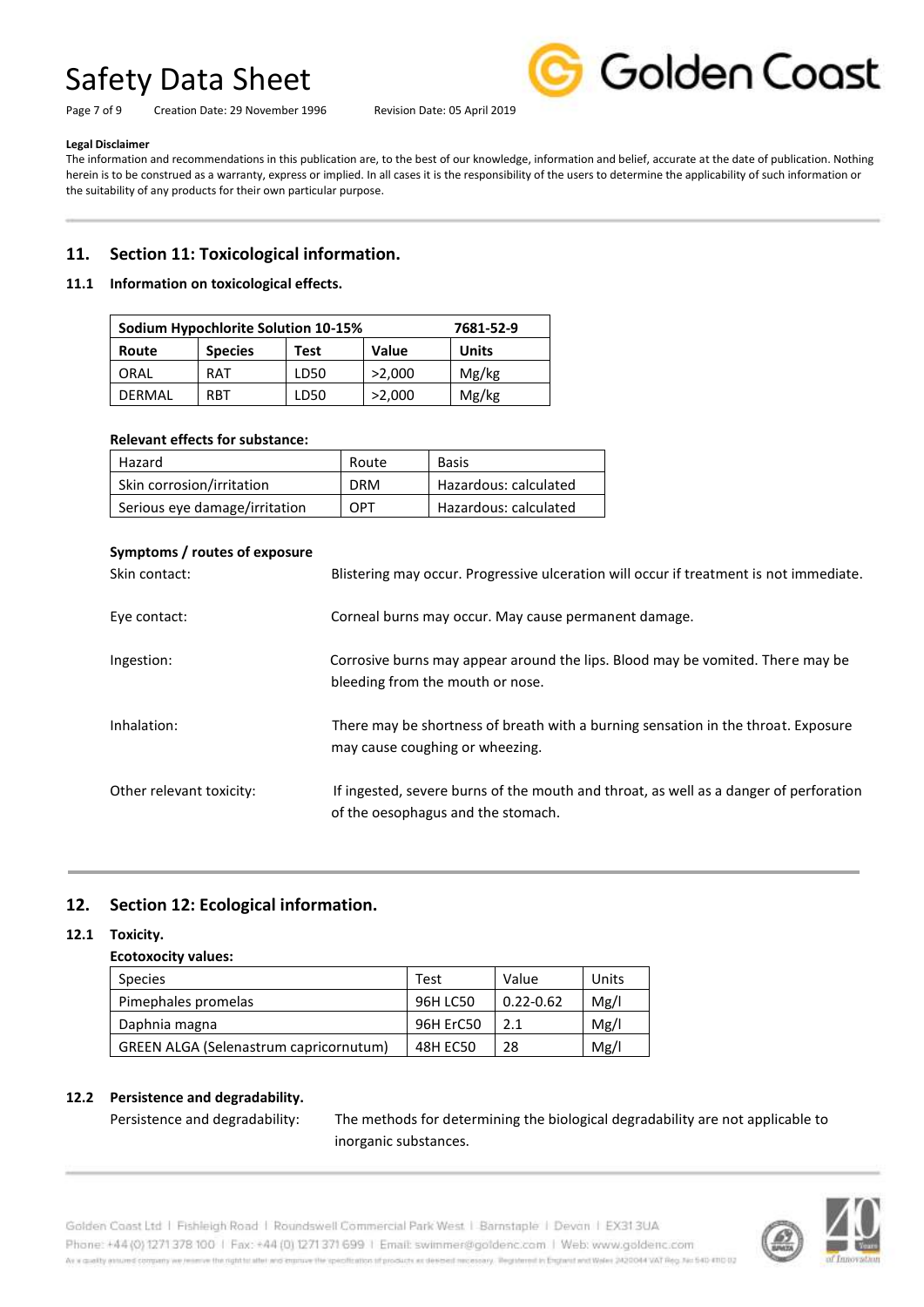**Legal Disclaimer**

The information and recommendations in this publication are, to the best of our knowledge, information and belief, accurate at the date of publication. Nothing herein is to be construed as a warranty, express or implied. In all cases it is the responsibility of the users to determine the applicability of such information or the suitability of any products for their own particular purpose.

## 11. Section 11: Toxicological information.

### 11.1 Information on toxicological effects.

| Sodium Hypochlorite Solution 10-15% | | | | 7681-52-9 |
|---|---|---|---|---|
| **Route** | **Species** | **Test** | **Value** | **Units** |
| ORAL | RAT | LD50 | >2,000 | Mg/kg |
| DERMAL | RBT | LD50 | >2,000 | Mg/kg |

**Relevant effects for substance:**

| Hazard | Route | Basis |
|---|---|---|
| Skin corrosion/irritation | DRM | Hazardous: calculated |
| Serious eye damage/irritation | OPT | Hazardous: calculated |

**Symptoms / routes of exposure**

Skin contact: Blistering may occur. Progressive ulceration will occur if treatment is not immediate.

Eye contact: Corneal burns may occur. May cause permanent damage.

Ingestion: Corrosive burns may appear around the lips. Blood may be vomited. There may be bleeding from the mouth or nose.

Inhalation: There may be shortness of breath with a burning sensation in the throat. Exposure may cause coughing or wheezing.

Other relevant toxicity: If ingested, severe burns of the mouth and throat, as well as a danger of perforation of the oesophagus and the stomach.

## 12. Section 12: Ecological information.

### 12.1 Toxicity.

**Ecotoxocity values:**

| Species | Test | Value | Units |
|---|---|---|---|
| Pimephales promelas | 96H LC50 | 0.22-0.62 | Mg/l |
| Daphnia magna | 96H ErC50 | 2.1 | Mg/l |
| GREEN ALGA (Selenastrum capricornutum) | 48H EC50 | 28 | Mg/l |

### 12.2 Persistence and degradability.

Persistence and degradability: The methods for determining the biological degradability are not applicable to inorganic substances.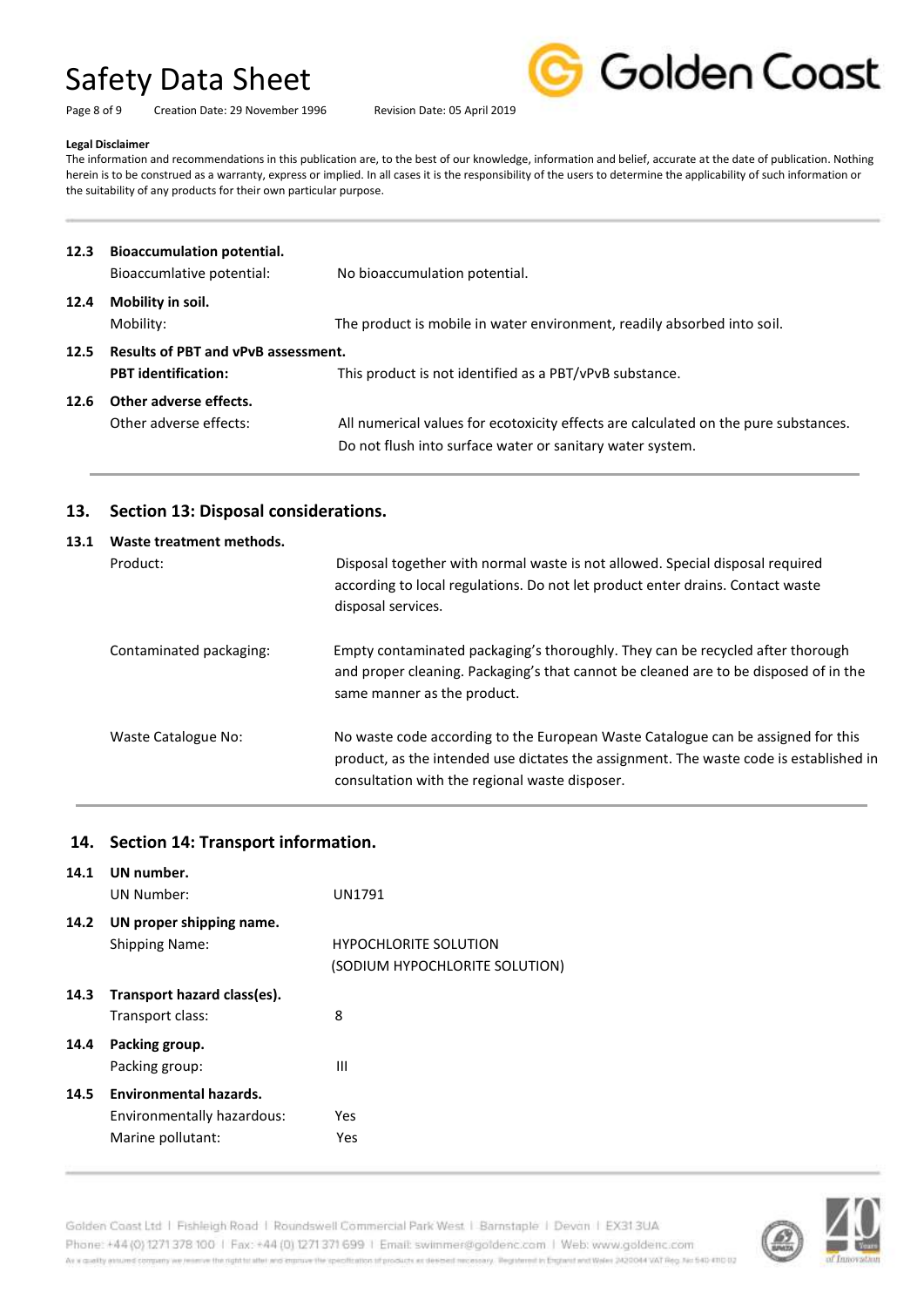**Legal Disclaimer**

The information and recommendations in this publication are, to the best of our knowledge, information and belief, accurate at the date of publication. Nothing herein is to be construed as a warranty, express or implied. In all cases it is the responsibility of the users to determine the applicability of such information or the suitability of any products for their own particular purpose.

**12.3 Bioaccumulation potential.**

| | |
|---|---|
| Bioaccumulative potential: | No bioaccumulation potential. |

**12.4 Mobility in soil.**

| | |
|---|---|
| Mobility: | The product is mobile in water environment, readily absorbed into soil. |

**12.5 Results of PBT and vPvB assessment.**

| | |
|---|---|
| **PBT identification:** | This product is not identified as a PBT/vPvB substance. |

**12.6 Other adverse effects.**

| | |
|---|---|
| Other adverse effects: | All numerical values for ecotoxicity effects are calculated on the pure substances. Do not flush into surface water or sanitary water system. |

## 13. Section 13: Disposal considerations.

**13.1 Waste treatment methods.**

| | |
|---|---|
| Product: | Disposal together with normal waste is not allowed. Special disposal required according to local regulations. Do not let product enter drains. Contact waste disposal services. |
| Contaminated packaging: | Empty contaminated packaging's thoroughly. They can be recycled after thorough and proper cleaning. Packaging's that cannot be cleaned are to be disposed of in the same manner as the product. |
| Waste Catalogue No: | No waste code according to the European Waste Catalogue can be assigned for this product, as the intended use dictates the assignment. The waste code is established in consultation with the regional waste disposer. |

## 14. Section 14: Transport information.

**14.1 UN number.**

| | |
|---|---|
| UN Number: | UN1791 |

**14.2 UN proper shipping name.**

| | |
|---|---|
| Shipping Name: | HYPOCHLORITE SOLUTION (SODIUM HYPOCHLORITE SOLUTION) |

**14.3 Transport hazard class(es).**

| | |
|---|---|
| Transport class: | 8 |

**14.4 Packing group.**

| | |
|---|---|
| Packing group: | III |

**14.5 Environmental hazards.**

| | |
|---|---|
| Environmentally hazardous: | Yes |
| Marine pollutant: | Yes |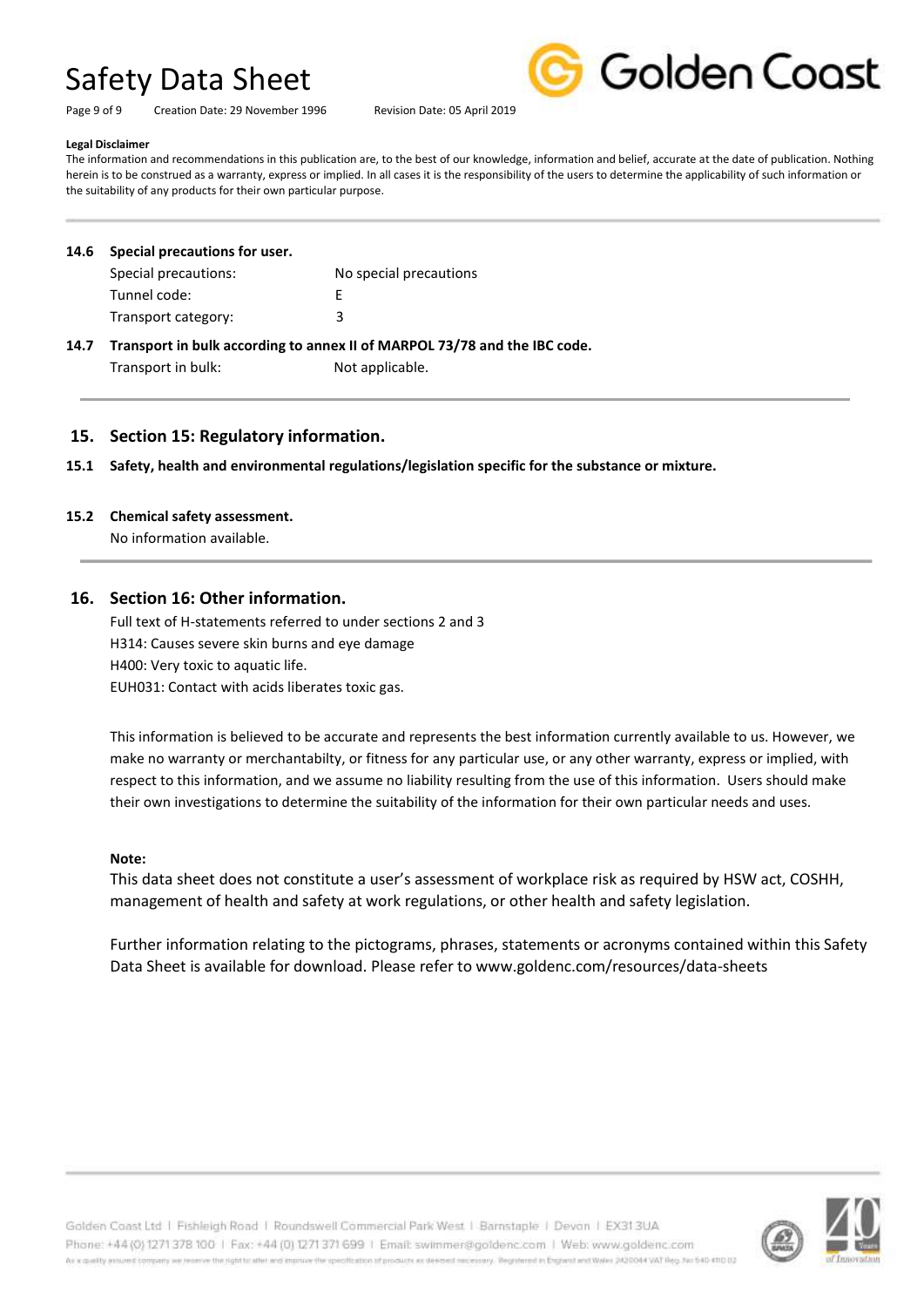**Legal Disclaimer**

The information and recommendations in this publication are, to the best of our knowledge, information and belief, accurate at the date of publication. Nothing herein is to be construed as a warranty, express or implied. In all cases it is the responsibility of the users to determine the applicability of such information or the suitability of any products for their own particular purpose.

**14.6 Special precautions for user.**

| | |
|---|---|
| Special precautions: | No special precautions |
| Tunnel code: | E |
| Transport category: | 3 |

**14.7 Transport in bulk according to annex II of MARPOL 73/78 and the IBC code.**

| | |
|---|---|
| Transport in bulk: | Not applicable. |

## 15. Section 15: Regulatory information.

**15.1 Safety, health and environmental regulations/legislation specific for the substance or mixture.**

**15.2 Chemical safety assessment.**

No information available.

## 16. Section 16: Other information.

Full text of H-statements referred to under sections 2 and 3
H314: Causes severe skin burns and eye damage
H400: Very toxic to aquatic life.
EUH031: Contact with acids liberates toxic gas.

This information is believed to be accurate and represents the best information currently available to us. However, we make no warranty or merchantabilty, or fitness for any particular use, or any other warranty, express or implied, with respect to this information, and we assume no liability resulting from the use of this information. Users should make their own investigations to determine the suitability of the information for their own particular needs and uses.

**Note:**

This data sheet does not constitute a user's assessment of workplace risk as required by HSW act, COSHH, management of health and safety at work regulations, or other health and safety legislation.

Further information relating to the pictograms, phrases, statements or acronyms contained within this Safety Data Sheet is available for download. Please refer to www.goldenc.com/resources/data-sheets